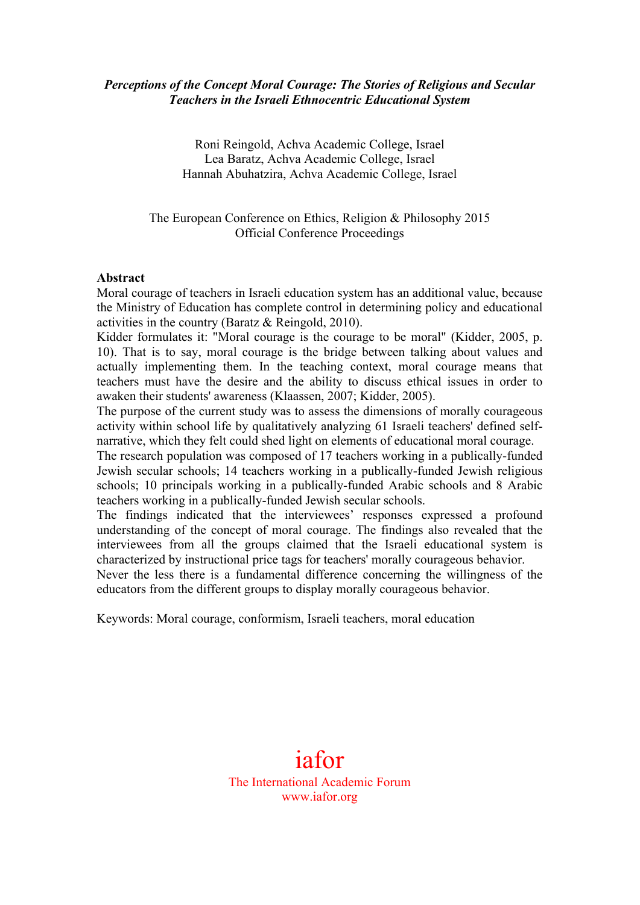***Perceptions of the Concept Moral Courage: The Stories of Religious and Secular Teachers in the Israeli Ethnocentric Educational System***

Roni Reingold, Achva Academic College, Israel
Lea Baratz, Achva Academic College, Israel
Hannah Abuhatzira, Achva Academic College, Israel

The European Conference on Ethics, Religion & Philosophy 2015
Official Conference Proceedings

**Abstract**

Moral courage of teachers in Israeli education system has an additional value, because the Ministry of Education has complete control in determining policy and educational activities in the country (Baratz & Reingold, 2010).
Kidder formulates it: "Moral courage is the courage to be moral" (Kidder, 2005, p. 10). That is to say, moral courage is the bridge between talking about values and actually implementing them. In the teaching context, moral courage means that teachers must have the desire and the ability to discuss ethical issues in order to awaken their students' awareness (Klaassen, 2007; Kidder, 2005).
The purpose of the current study was to assess the dimensions of morally courageous activity within school life by qualitatively analyzing 61 Israeli teachers' defined self-narrative, which they felt could shed light on elements of educational moral courage.
The research population was composed of 17 teachers working in a publically-funded Jewish secular schools; 14 teachers working in a publically-funded Jewish religious schools; 10 principals working in a publically-funded Arabic schools and 8 Arabic teachers working in a publically-funded Jewish secular schools.
The findings indicated that the interviewees' responses expressed a profound understanding of the concept of moral courage. The findings also revealed that the interviewees from all the groups claimed that the Israeli educational system is characterized by instructional price tags for teachers' morally courageous behavior.
Never the less there is a fundamental difference concerning the willingness of the educators from the different groups to display morally courageous behavior.

Keywords: Moral courage, conformism, Israeli teachers, moral education

iafor
The International Academic Forum
www.iafor.org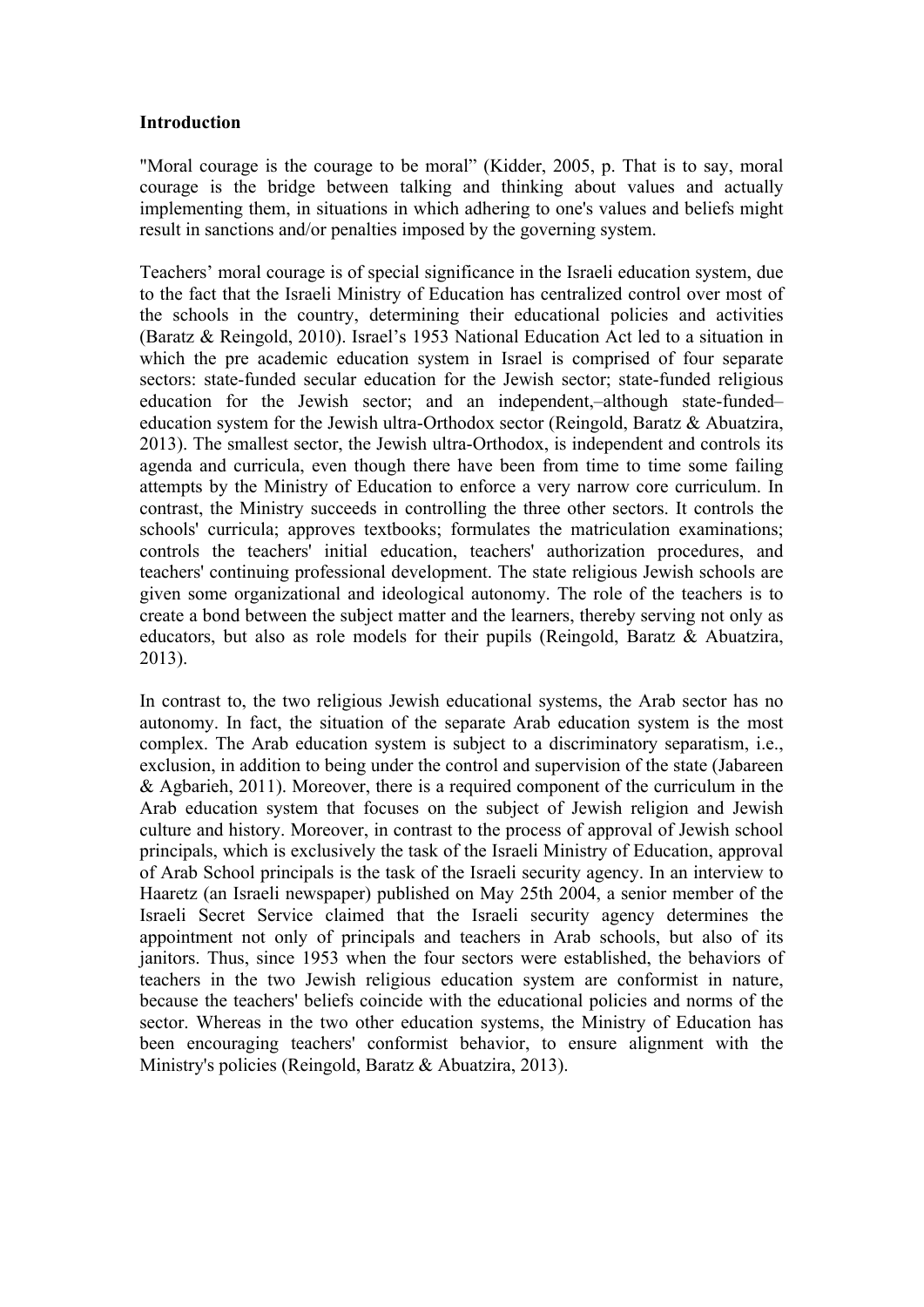**Introduction**

"Moral courage is the courage to be moral" (Kidder, 2005, p. That is to say, moral courage is the bridge between talking and thinking about values and actually implementing them, in situations in which adhering to one's values and beliefs might result in sanctions and/or penalties imposed by the governing system.

Teachers' moral courage is of special significance in the Israeli education system, due to the fact that the Israeli Ministry of Education has centralized control over most of the schools in the country, determining their educational policies and activities (Baratz & Reingold, 2010). Israel's 1953 National Education Act led to a situation in which the pre academic education system in Israel is comprised of four separate sectors: state-funded secular education for the Jewish sector; state-funded religious education for the Jewish sector; and an independent,–although state-funded– education system for the Jewish ultra-Orthodox sector (Reingold, Baratz & Abuatzira, 2013). The smallest sector, the Jewish ultra-Orthodox, is independent and controls its agenda and curricula, even though there have been from time to time some failing attempts by the Ministry of Education to enforce a very narrow core curriculum. In contrast, the Ministry succeeds in controlling the three other sectors. It controls the schools' curricula; approves textbooks; formulates the matriculation examinations; controls the teachers' initial education, teachers' authorization procedures, and teachers' continuing professional development. The state religious Jewish schools are given some organizational and ideological autonomy. The role of the teachers is to create a bond between the subject matter and the learners, thereby serving not only as educators, but also as role models for their pupils (Reingold, Baratz & Abuatzira, 2013).

In contrast to, the two religious Jewish educational systems, the Arab sector has no autonomy. In fact, the situation of the separate Arab education system is the most complex. The Arab education system is subject to a discriminatory separatism, i.e., exclusion, in addition to being under the control and supervision of the state (Jabareen & Agbarieh, 2011). Moreover, there is a required component of the curriculum in the Arab education system that focuses on the subject of Jewish religion and Jewish culture and history. Moreover, in contrast to the process of approval of Jewish school principals, which is exclusively the task of the Israeli Ministry of Education, approval of Arab School principals is the task of the Israeli security agency. In an interview to Haaretz (an Israeli newspaper) published on May 25th 2004, a senior member of the Israeli Secret Service claimed that the Israeli security agency determines the appointment not only of principals and teachers in Arab schools, but also of its janitors. Thus, since 1953 when the four sectors were established, the behaviors of teachers in the two Jewish religious education system are conformist in nature, because the teachers' beliefs coincide with the educational policies and norms of the sector. Whereas in the two other education systems, the Ministry of Education has been encouraging teachers' conformist behavior, to ensure alignment with the Ministry's policies (Reingold, Baratz & Abuatzira, 2013).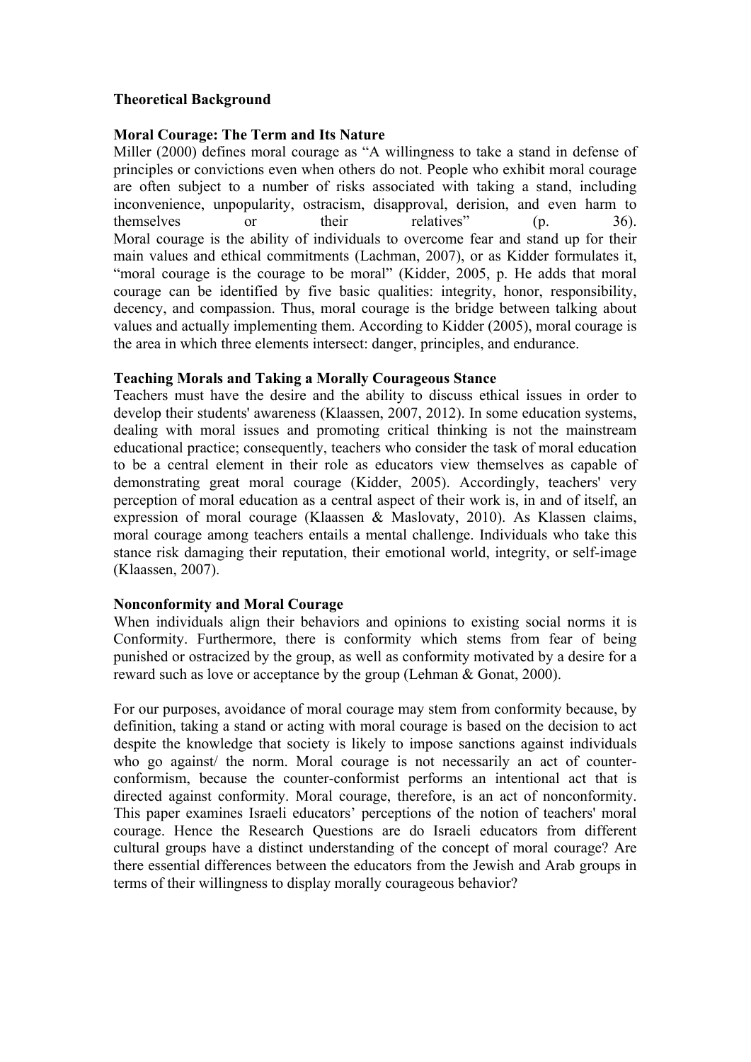**Theoretical Background**

**Moral Courage: The Term and Its Nature**

Miller (2000) defines moral courage as "A willingness to take a stand in defense of principles or convictions even when others do not. People who exhibit moral courage are often subject to a number of risks associated with taking a stand, including inconvenience, unpopularity, ostracism, disapproval, derision, and even harm to themselves or their relatives" (p. 36).
Moral courage is the ability of individuals to overcome fear and stand up for their main values and ethical commitments (Lachman, 2007), or as Kidder formulates it, "moral courage is the courage to be moral" (Kidder, 2005, p. He adds that moral courage can be identified by five basic qualities: integrity, honor, responsibility, decency, and compassion. Thus, moral courage is the bridge between talking about values and actually implementing them. According to Kidder (2005), moral courage is the area in which three elements intersect: danger, principles, and endurance.

**Teaching Morals and Taking a Morally Courageous Stance**

Teachers must have the desire and the ability to discuss ethical issues in order to develop their students' awareness (Klaassen, 2007, 2012). In some education systems, dealing with moral issues and promoting critical thinking is not the mainstream educational practice; consequently, teachers who consider the task of moral education to be a central element in their role as educators view themselves as capable of demonstrating great moral courage (Kidder, 2005). Accordingly, teachers' very perception of moral education as a central aspect of their work is, in and of itself, an expression of moral courage (Klaassen & Maslovaty, 2010). As Klassen claims, moral courage among teachers entails a mental challenge. Individuals who take this stance risk damaging their reputation, their emotional world, integrity, or self-image (Klaassen, 2007).

**Nonconformity and Moral Courage**

When individuals align their behaviors and opinions to existing social norms it is Conformity. Furthermore, there is conformity which stems from fear of being punished or ostracized by the group, as well as conformity motivated by a desire for a reward such as love or acceptance by the group (Lehman & Gonat, 2000).

For our purposes, avoidance of moral courage may stem from conformity because, by definition, taking a stand or acting with moral courage is based on the decision to act despite the knowledge that society is likely to impose sanctions against individuals who go against/ the norm. Moral courage is not necessarily an act of counter-conformism, because the counter-conformist performs an intentional act that is directed against conformity. Moral courage, therefore, is an act of nonconformity. This paper examines Israeli educators' perceptions of the notion of teachers' moral courage. Hence the Research Questions are do Israeli educators from different cultural groups have a distinct understanding of the concept of moral courage? Are there essential differences between the educators from the Jewish and Arab groups in terms of their willingness to display morally courageous behavior?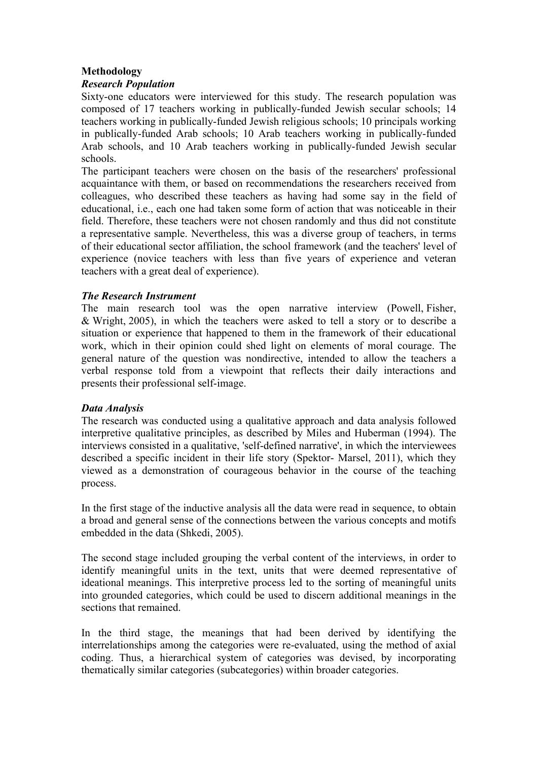**Methodology**

***Research Population***

Sixty-one educators were interviewed for this study. The research population was composed of 17 teachers working in publically-funded Jewish secular schools; 14 teachers working in publically-funded Jewish religious schools; 10 principals working in publically-funded Arab schools; 10 Arab teachers working in publically-funded Arab schools, and 10 Arab teachers working in publically-funded Jewish secular schools.

The participant teachers were chosen on the basis of the researchers' professional acquaintance with them, or based on recommendations the researchers received from colleagues, who described these teachers as having had some say in the field of educational, i.e., each one had taken some form of action that was noticeable in their field. Therefore, these teachers were not chosen randomly and thus did not constitute a representative sample. Nevertheless, this was a diverse group of teachers, in terms of their educational sector affiliation, the school framework (and the teachers' level of experience (novice teachers with less than five years of experience and veteran teachers with a great deal of experience).

***The Research Instrument***

The main research tool was the open narrative interview (Powell, Fisher, & Wright, 2005), in which the teachers were asked to tell a story or to describe a situation or experience that happened to them in the framework of their educational work, which in their opinion could shed light on elements of moral courage. The general nature of the question was nondirective, intended to allow the teachers a verbal response told from a viewpoint that reflects their daily interactions and presents their professional self-image.

***Data Analysis***

The research was conducted using a qualitative approach and data analysis followed interpretive qualitative principles, as described by Miles and Huberman (1994). The interviews consisted in a qualitative, 'self-defined narrative', in which the interviewees described a specific incident in their life story (Spektor- Marsel, 2011), which they viewed as a demonstration of courageous behavior in the course of the teaching process.

In the first stage of the inductive analysis all the data were read in sequence, to obtain a broad and general sense of the connections between the various concepts and motifs embedded in the data (Shkedi, 2005).

The second stage included grouping the verbal content of the interviews, in order to identify meaningful units in the text, units that were deemed representative of ideational meanings. This interpretive process led to the sorting of meaningful units into grounded categories, which could be used to discern additional meanings in the sections that remained.

In the third stage, the meanings that had been derived by identifying the interrelationships among the categories were re-evaluated, using the method of axial coding. Thus, a hierarchical system of categories was devised, by incorporating thematically similar categories (subcategories) within broader categories.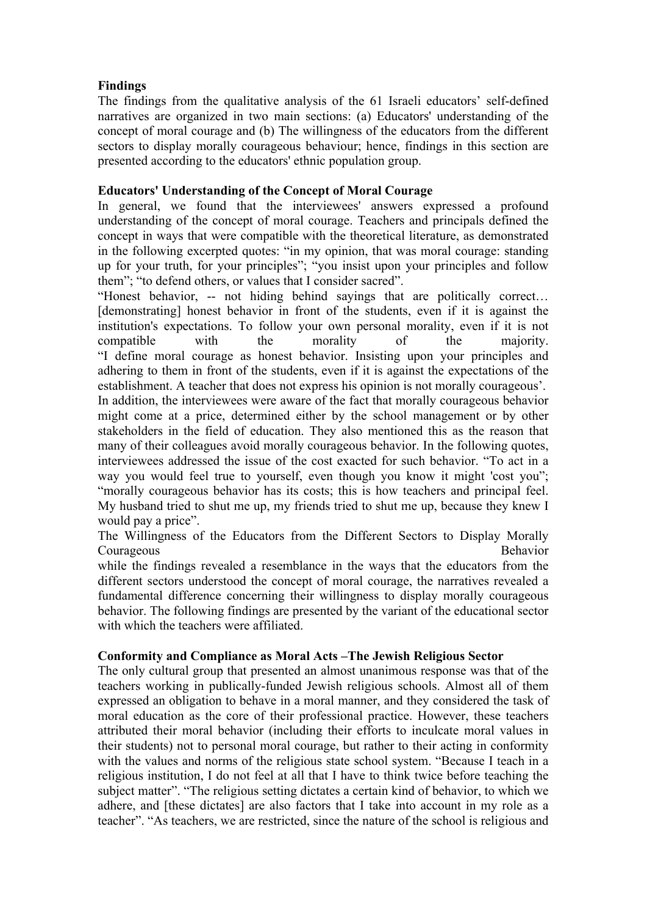**Findings**

The findings from the qualitative analysis of the 61 Israeli educators' self-defined narratives are organized in two main sections: (a) Educators' understanding of the concept of moral courage and (b) The willingness of the educators from the different sectors to display morally courageous behaviour; hence, findings in this section are presented according to the educators' ethnic population group.

**Educators' Understanding of the Concept of Moral Courage**

In general, we found that the interviewees' answers expressed a profound understanding of the concept of moral courage. Teachers and principals defined the concept in ways that were compatible with the theoretical literature, as demonstrated in the following excerpted quotes: "in my opinion, that was moral courage: standing up for your truth, for your principles"; "you insist upon your principles and follow them"; "to defend others, or values that I consider sacred".

"Honest behavior, -- not hiding behind sayings that are politically correct… [demonstrating] honest behavior in front of the students, even if it is against the institution's expectations. To follow your own personal morality, even if it is not compatible with the morality of the majority.

"I define moral courage as honest behavior. Insisting upon your principles and adhering to them in front of the students, even if it is against the expectations of the establishment. A teacher that does not express his opinion is not morally courageous'.

In addition, the interviewees were aware of the fact that morally courageous behavior might come at a price, determined either by the school management or by other stakeholders in the field of education. They also mentioned this as the reason that many of their colleagues avoid morally courageous behavior. In the following quotes, interviewees addressed the issue of the cost exacted for such behavior. "To act in a way you would feel true to yourself, even though you know it might 'cost you"; "morally courageous behavior has its costs; this is how teachers and principal feel. My husband tried to shut me up, my friends tried to shut me up, because they knew I would pay a price".

The Willingness of the Educators from the Different Sectors to Display Morally Courageous Behavior

while the findings revealed a resemblance in the ways that the educators from the different sectors understood the concept of moral courage, the narratives revealed a fundamental difference concerning their willingness to display morally courageous behavior. The following findings are presented by the variant of the educational sector with which the teachers were affiliated.

**Conformity and Compliance as Moral Acts –The Jewish Religious Sector**

The only cultural group that presented an almost unanimous response was that of the teachers working in publically-funded Jewish religious schools. Almost all of them expressed an obligation to behave in a moral manner, and they considered the task of moral education as the core of their professional practice. However, these teachers attributed their moral behavior (including their efforts to inculcate moral values in their students) not to personal moral courage, but rather to their acting in conformity with the values and norms of the religious state school system. "Because I teach in a religious institution, I do not feel at all that I have to think twice before teaching the subject matter". "The religious setting dictates a certain kind of behavior, to which we adhere, and [these dictates] are also factors that I take into account in my role as a teacher". "As teachers, we are restricted, since the nature of the school is religious and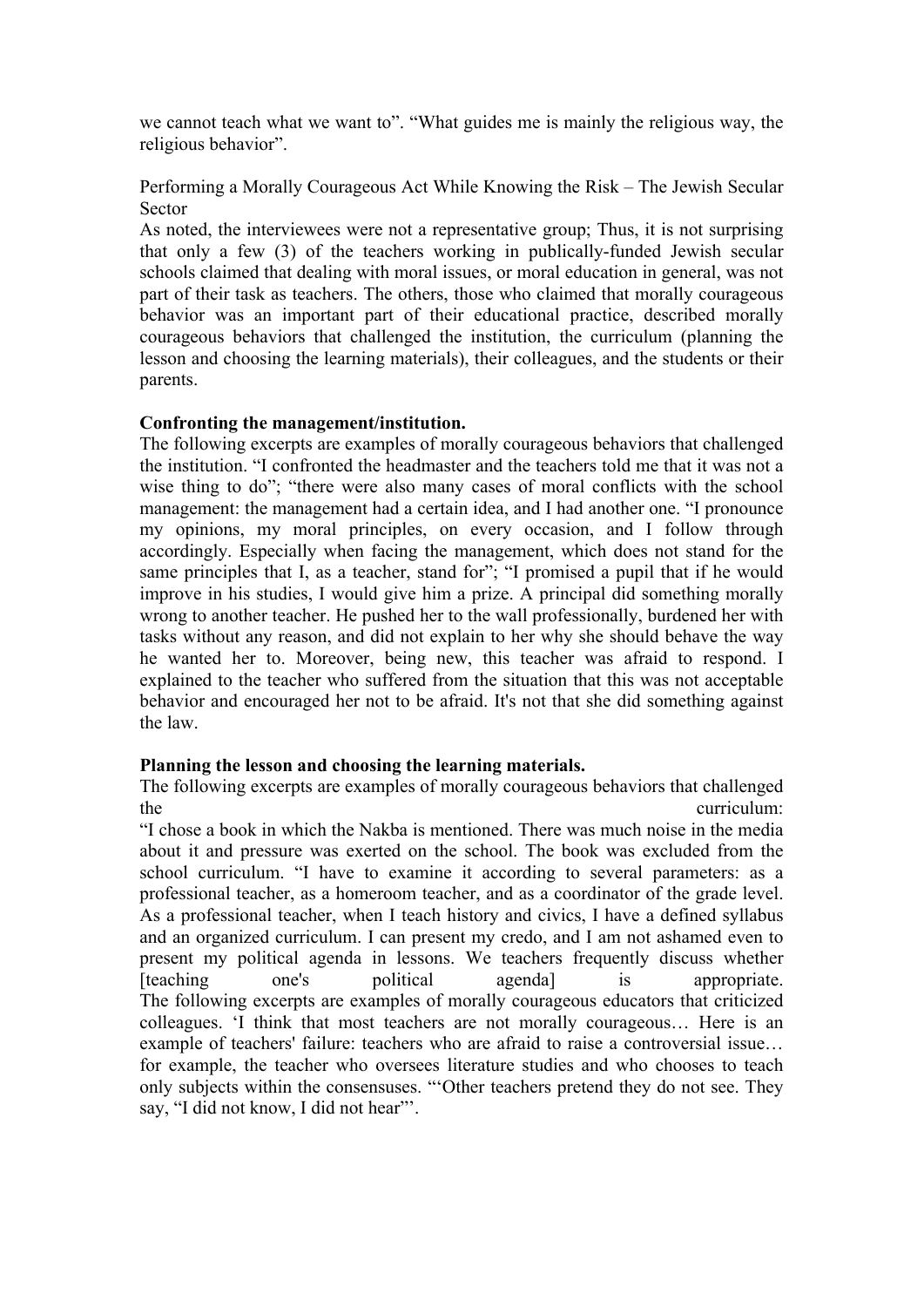we cannot teach what we want to". "What guides me is mainly the religious way, the religious behavior".

Performing a Morally Courageous Act While Knowing the Risk – The Jewish Secular Sector

As noted, the interviewees were not a representative group; Thus, it is not surprising that only a few (3) of the teachers working in publically-funded Jewish secular schools claimed that dealing with moral issues, or moral education in general, was not part of their task as teachers. The others, those who claimed that morally courageous behavior was an important part of their educational practice, described morally courageous behaviors that challenged the institution, the curriculum (planning the lesson and choosing the learning materials), their colleagues, and the students or their parents.

**Confronting the management/institution.**

The following excerpts are examples of morally courageous behaviors that challenged the institution. "I confronted the headmaster and the teachers told me that it was not a wise thing to do"; "there were also many cases of moral conflicts with the school management: the management had a certain idea, and I had another one. "I pronounce my opinions, my moral principles, on every occasion, and I follow through accordingly. Especially when facing the management, which does not stand for the same principles that I, as a teacher, stand for"; "I promised a pupil that if he would improve in his studies, I would give him a prize. A principal did something morally wrong to another teacher. He pushed her to the wall professionally, burdened her with tasks without any reason, and did not explain to her why she should behave the way he wanted her to. Moreover, being new, this teacher was afraid to respond. I explained to the teacher who suffered from the situation that this was not acceptable behavior and encouraged her not to be afraid. It's not that she did something against the law.

**Planning the lesson and choosing the learning materials.**

The following excerpts are examples of morally courageous behaviors that challenged the curriculum:

"I chose a book in which the Nakba is mentioned. There was much noise in the media about it and pressure was exerted on the school. The book was excluded from the school curriculum. "I have to examine it according to several parameters: as a professional teacher, as a homeroom teacher, and as a coordinator of the grade level. As a professional teacher, when I teach history and civics, I have a defined syllabus and an organized curriculum. I can present my credo, and I am not ashamed even to present my political agenda in lessons. We teachers frequently discuss whether [teaching one's political agenda] is appropriate.

The following excerpts are examples of morally courageous educators that criticized colleagues. 'I think that most teachers are not morally courageous… Here is an example of teachers' failure: teachers who are afraid to raise a controversial issue… for example, the teacher who oversees literature studies and who chooses to teach only subjects within the consensuses. "'Other teachers pretend they do not see. They say, "I did not know, I did not hear"'.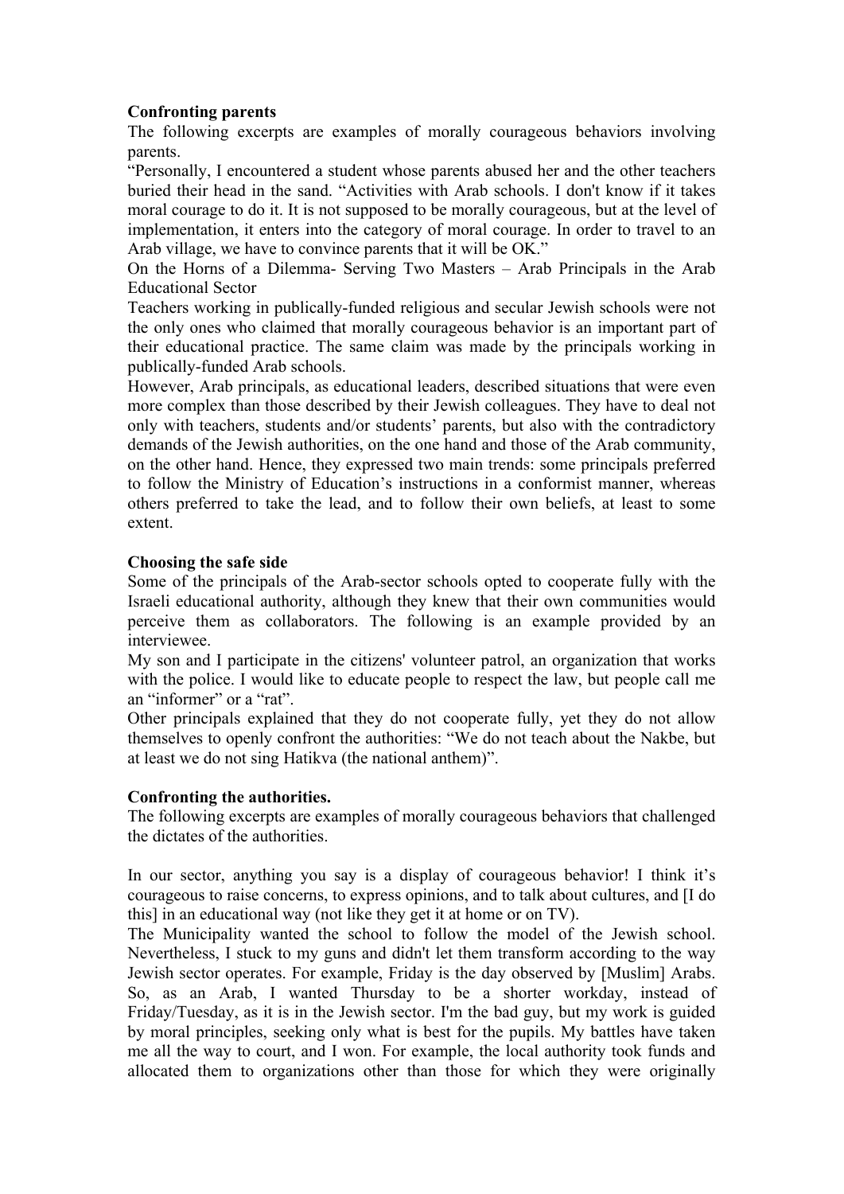**Confronting parents**

The following excerpts are examples of morally courageous behaviors involving parents.

"Personally, I encountered a student whose parents abused her and the other teachers buried their head in the sand. "Activities with Arab schools. I don't know if it takes moral courage to do it. It is not supposed to be morally courageous, but at the level of implementation, it enters into the category of moral courage. In order to travel to an Arab village, we have to convince parents that it will be OK."

On the Horns of a Dilemma- Serving Two Masters – Arab Principals in the Arab Educational Sector

Teachers working in publically-funded religious and secular Jewish schools were not the only ones who claimed that morally courageous behavior is an important part of their educational practice. The same claim was made by the principals working in publically-funded Arab schools.

However, Arab principals, as educational leaders, described situations that were even more complex than those described by their Jewish colleagues. They have to deal not only with teachers, students and/or students' parents, but also with the contradictory demands of the Jewish authorities, on the one hand and those of the Arab community, on the other hand. Hence, they expressed two main trends: some principals preferred to follow the Ministry of Education's instructions in a conformist manner, whereas others preferred to take the lead, and to follow their own beliefs, at least to some extent.

**Choosing the safe side**

Some of the principals of the Arab-sector schools opted to cooperate fully with the Israeli educational authority, although they knew that their own communities would perceive them as collaborators. The following is an example provided by an interviewee.

My son and I participate in the citizens' volunteer patrol, an organization that works with the police. I would like to educate people to respect the law, but people call me an "informer" or a "rat".

Other principals explained that they do not cooperate fully, yet they do not allow themselves to openly confront the authorities: "We do not teach about the Nakbe, but at least we do not sing Hatikva (the national anthem)".

**Confronting the authorities.**

The following excerpts are examples of morally courageous behaviors that challenged the dictates of the authorities.

In our sector, anything you say is a display of courageous behavior! I think it's courageous to raise concerns, to express opinions, and to talk about cultures, and [I do this] in an educational way (not like they get it at home or on TV).

The Municipality wanted the school to follow the model of the Jewish school. Nevertheless, I stuck to my guns and didn't let them transform according to the way Jewish sector operates. For example, Friday is the day observed by [Muslim] Arabs. So, as an Arab, I wanted Thursday to be a shorter workday, instead of Friday/Tuesday, as it is in the Jewish sector. I'm the bad guy, but my work is guided by moral principles, seeking only what is best for the pupils. My battles have taken me all the way to court, and I won. For example, the local authority took funds and allocated them to organizations other than those for which they were originally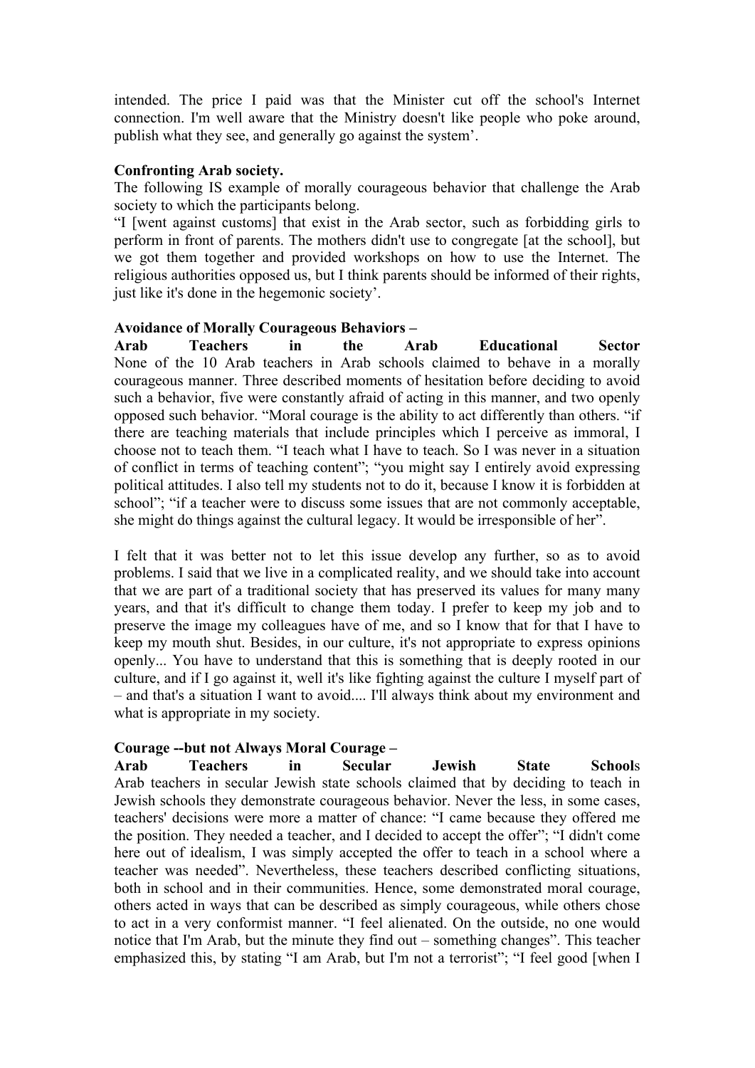intended. The price I paid was that the Minister cut off the school's Internet connection. I'm well aware that the Ministry doesn't like people who poke around, publish what they see, and generally go against the system'.

**Confronting Arab society.**

The following IS example of morally courageous behavior that challenge the Arab society to which the participants belong.

"I [went against customs] that exist in the Arab sector, such as forbidding girls to perform in front of parents. The mothers didn't use to congregate [at the school], but we got them together and provided workshops on how to use the Internet. The religious authorities opposed us, but I think parents should be informed of their rights, just like it's done in the hegemonic society'.

**Avoidance of Morally Courageous Behaviors – Arab Teachers in the Arab Educational Sector**

None of the 10 Arab teachers in Arab schools claimed to behave in a morally courageous manner. Three described moments of hesitation before deciding to avoid such a behavior, five were constantly afraid of acting in this manner, and two openly opposed such behavior. "Moral courage is the ability to act differently than others. "if there are teaching materials that include principles which I perceive as immoral, I choose not to teach them. "I teach what I have to teach. So I was never in a situation of conflict in terms of teaching content"; "you might say I entirely avoid expressing political attitudes. I also tell my students not to do it, because I know it is forbidden at school"; "if a teacher were to discuss some issues that are not commonly acceptable, she might do things against the cultural legacy. It would be irresponsible of her".

I felt that it was better not to let this issue develop any further, so as to avoid problems. I said that we live in a complicated reality, and we should take into account that we are part of a traditional society that has preserved its values for many many years, and that it's difficult to change them today. I prefer to keep my job and to preserve the image my colleagues have of me, and so I know that for that I have to keep my mouth shut. Besides, in our culture, it's not appropriate to express opinions openly... You have to understand that this is something that is deeply rooted in our culture, and if I go against it, well it's like fighting against the culture I myself part of – and that's a situation I want to avoid.... I'll always think about my environment and what is appropriate in my society.

**Courage --but not Always Moral Courage – Arab Teachers in Secular Jewish State Schools**

Arab teachers in secular Jewish state schools claimed that by deciding to teach in Jewish schools they demonstrate courageous behavior. Never the less, in some cases, teachers' decisions were more a matter of chance: "I came because they offered me the position. They needed a teacher, and I decided to accept the offer"; "I didn't come here out of idealism, I was simply accepted the offer to teach in a school where a teacher was needed". Nevertheless, these teachers described conflicting situations, both in school and in their communities. Hence, some demonstrated moral courage, others acted in ways that can be described as simply courageous, while others chose to act in a very conformist manner. "I feel alienated. On the outside, no one would notice that I'm Arab, but the minute they find out – something changes". This teacher emphasized this, by stating "I am Arab, but I'm not a terrorist"; "I feel good [when I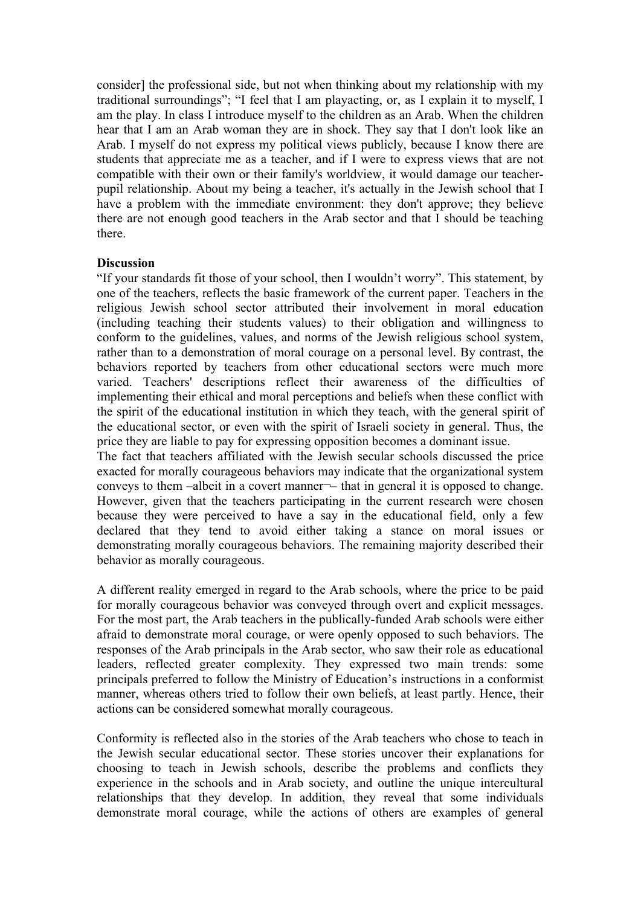consider] the professional side, but not when thinking about my relationship with my traditional surroundings"; "I feel that I am playacting, or, as I explain it to myself, I am the play. In class I introduce myself to the children as an Arab. When the children hear that I am an Arab woman they are in shock. They say that I don't look like an Arab. I myself do not express my political views publicly, because I know there are students that appreciate me as a teacher, and if I were to express views that are not compatible with their own or their family's worldview, it would damage our teacher-pupil relationship. About my being a teacher, it's actually in the Jewish school that I have a problem with the immediate environment: they don't approve; they believe there are not enough good teachers in the Arab sector and that I should be teaching there.

**Discussion**

"If your standards fit those of your school, then I wouldn't worry". This statement, by one of the teachers, reflects the basic framework of the current paper. Teachers in the religious Jewish school sector attributed their involvement in moral education (including teaching their students values) to their obligation and willingness to conform to the guidelines, values, and norms of the Jewish religious school system, rather than to a demonstration of moral courage on a personal level. By contrast, the behaviors reported by teachers from other educational sectors were much more varied. Teachers' descriptions reflect their awareness of the difficulties of implementing their ethical and moral perceptions and beliefs when these conflict with the spirit of the educational institution in which they teach, with the general spirit of the educational sector, or even with the spirit of Israeli society in general. Thus, the price they are liable to pay for expressing opposition becomes a dominant issue.

The fact that teachers affiliated with the Jewish secular schools discussed the price exacted for morally courageous behaviors may indicate that the organizational system conveys to them –albeit in a covert manner¬– that in general it is opposed to change. However, given that the teachers participating in the current research were chosen because they were perceived to have a say in the educational field, only a few declared that they tend to avoid either taking a stance on moral issues or demonstrating morally courageous behaviors. The remaining majority described their behavior as morally courageous.

A different reality emerged in regard to the Arab schools, where the price to be paid for morally courageous behavior was conveyed through overt and explicit messages. For the most part, the Arab teachers in the publically-funded Arab schools were either afraid to demonstrate moral courage, or were openly opposed to such behaviors. The responses of the Arab principals in the Arab sector, who saw their role as educational leaders, reflected greater complexity. They expressed two main trends: some principals preferred to follow the Ministry of Education's instructions in a conformist manner, whereas others tried to follow their own beliefs, at least partly. Hence, their actions can be considered somewhat morally courageous.

Conformity is reflected also in the stories of the Arab teachers who chose to teach in the Jewish secular educational sector. These stories uncover their explanations for choosing to teach in Jewish schools, describe the problems and conflicts they experience in the schools and in Arab society, and outline the unique intercultural relationships that they develop. In addition, they reveal that some individuals demonstrate moral courage, while the actions of others are examples of general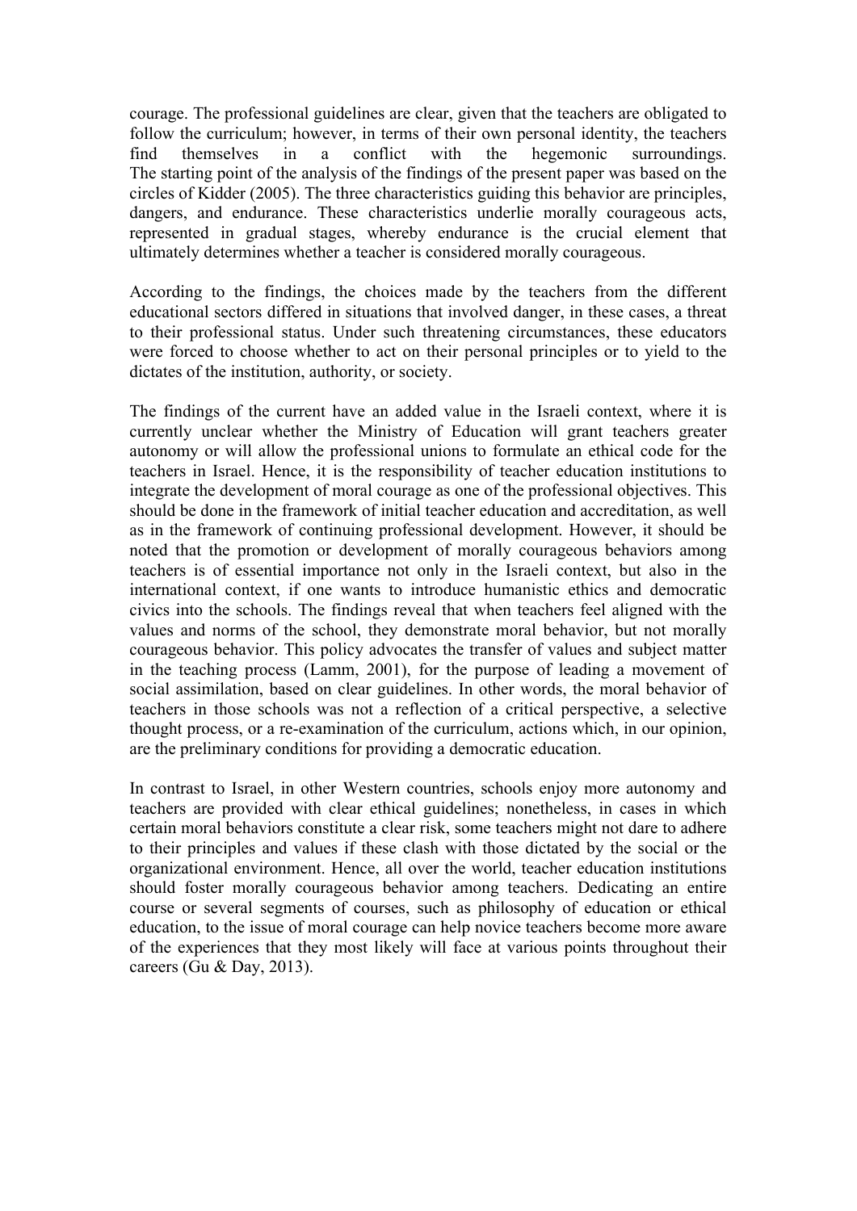courage. The professional guidelines are clear, given that the teachers are obligated to follow the curriculum; however, in terms of their own personal identity, the teachers find themselves in a conflict with the hegemonic surroundings. The starting point of the analysis of the findings of the present paper was based on the circles of Kidder (2005). The three characteristics guiding this behavior are principles, dangers, and endurance. These characteristics underlie morally courageous acts, represented in gradual stages, whereby endurance is the crucial element that ultimately determines whether a teacher is considered morally courageous.

According to the findings, the choices made by the teachers from the different educational sectors differed in situations that involved danger, in these cases, a threat to their professional status. Under such threatening circumstances, these educators were forced to choose whether to act on their personal principles or to yield to the dictates of the institution, authority, or society.

The findings of the current have an added value in the Israeli context, where it is currently unclear whether the Ministry of Education will grant teachers greater autonomy or will allow the professional unions to formulate an ethical code for the teachers in Israel. Hence, it is the responsibility of teacher education institutions to integrate the development of moral courage as one of the professional objectives. This should be done in the framework of initial teacher education and accreditation, as well as in the framework of continuing professional development. However, it should be noted that the promotion or development of morally courageous behaviors among teachers is of essential importance not only in the Israeli context, but also in the international context, if one wants to introduce humanistic ethics and democratic civics into the schools. The findings reveal that when teachers feel aligned with the values and norms of the school, they demonstrate moral behavior, but not morally courageous behavior. This policy advocates the transfer of values and subject matter in the teaching process (Lamm, 2001), for the purpose of leading a movement of social assimilation, based on clear guidelines. In other words, the moral behavior of teachers in those schools was not a reflection of a critical perspective, a selective thought process, or a re-examination of the curriculum, actions which, in our opinion, are the preliminary conditions for providing a democratic education.

In contrast to Israel, in other Western countries, schools enjoy more autonomy and teachers are provided with clear ethical guidelines; nonetheless, in cases in which certain moral behaviors constitute a clear risk, some teachers might not dare to adhere to their principles and values if these clash with those dictated by the social or the organizational environment. Hence, all over the world, teacher education institutions should foster morally courageous behavior among teachers. Dedicating an entire course or several segments of courses, such as philosophy of education or ethical education, to the issue of moral courage can help novice teachers become more aware of the experiences that they most likely will face at various points throughout their careers (Gu & Day, 2013).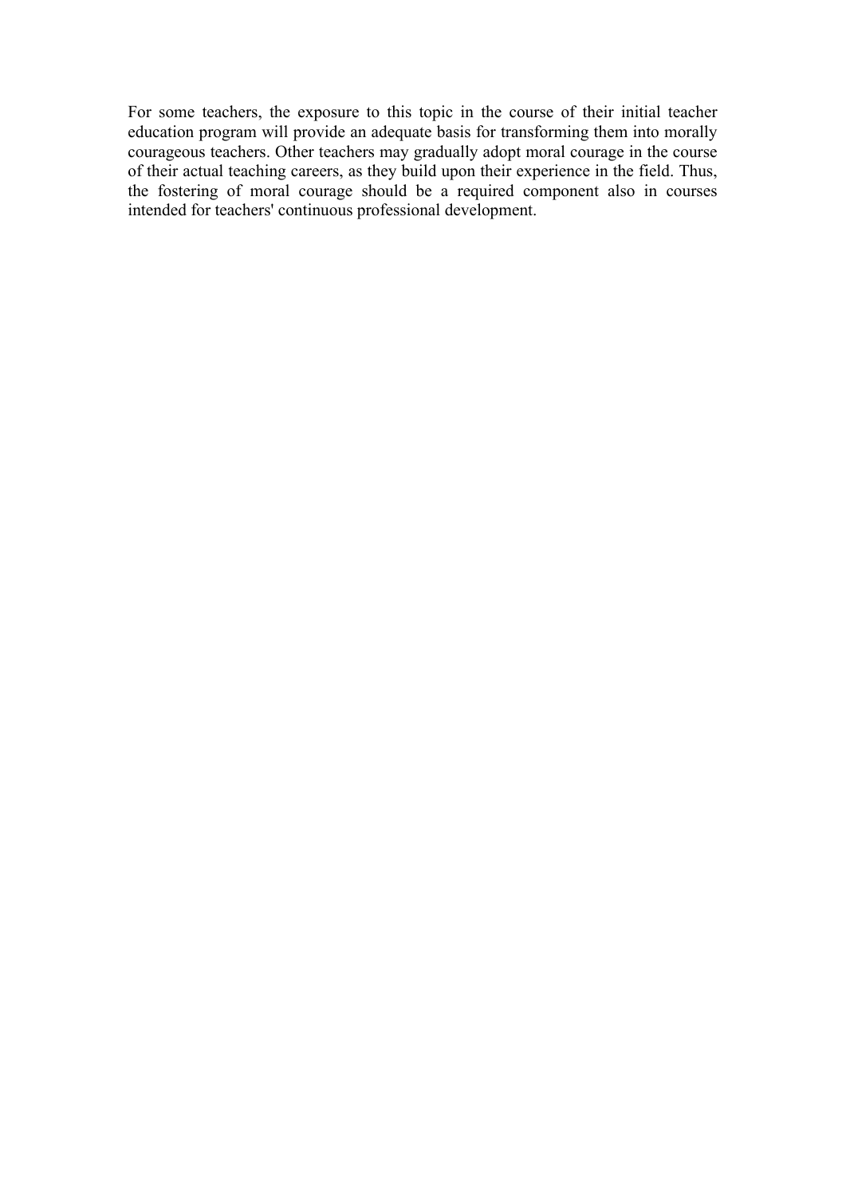For some teachers, the exposure to this topic in the course of their initial teacher education program will provide an adequate basis for transforming them into morally courageous teachers. Other teachers may gradually adopt moral courage in the course of their actual teaching careers, as they build upon their experience in the field. Thus, the fostering of moral courage should be a required component also in courses intended for teachers' continuous professional development.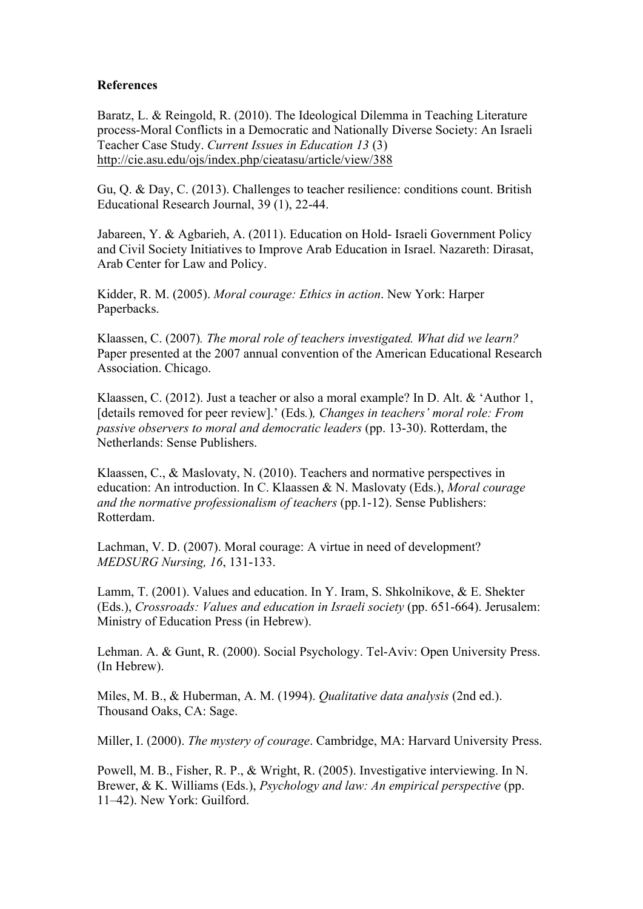**References**

Baratz, L. & Reingold, R. (2010). The Ideological Dilemma in Teaching Literature process-Moral Conflicts in a Democratic and Nationally Diverse Society: An Israeli Teacher Case Study. *Current Issues in Education 13* (3) http://cie.asu.edu/ojs/index.php/cieatasu/article/view/388

Gu, Q. & Day, C. (2013). Challenges to teacher resilience: conditions count. British Educational Research Journal, 39 (1), 22-44.

Jabareen, Y. & Agbarieh, A. (2011). Education on Hold- Israeli Government Policy and Civil Society Initiatives to Improve Arab Education in Israel. Nazareth: Dirasat, Arab Center for Law and Policy.

Kidder, R. M. (2005). *Moral courage: Ethics in action*. New York: Harper Paperbacks.

Klaassen, C. (2007). *The moral role of teachers investigated. What did we learn?* Paper presented at the 2007 annual convention of the American Educational Research Association. Chicago.

Klaassen, C. (2012). Just a teacher or also a moral example? In D. Alt. & 'Author 1, [details removed for peer review].' (Eds.), *Changes in teachers' moral role: From passive observers to moral and democratic leaders* (pp. 13-30). Rotterdam, the Netherlands: Sense Publishers.

Klaassen, C., & Maslovaty, N. (2010). Teachers and normative perspectives in education: An introduction. In C. Klaassen & N. Maslovaty (Eds.), *Moral courage and the normative professionalism of teachers* (pp.1-12). Sense Publishers: Rotterdam.

Lachman, V. D. (2007). Moral courage: A virtue in need of development? *MEDSURG Nursing, 16*, 131-133.

Lamm, T. (2001). Values and education. In Y. Iram, S. Shkolnikove, & E. Shekter (Eds.), *Crossroads: Values and education in Israeli society* (pp. 651-664). Jerusalem: Ministry of Education Press (in Hebrew).

Lehman. A. & Gunt, R. (2000). Social Psychology. Tel-Aviv: Open University Press. (In Hebrew).

Miles, M. B., & Huberman, A. M. (1994). *Qualitative data analysis* (2nd ed.). Thousand Oaks, CA: Sage.

Miller, I. (2000). *The mystery of courage*. Cambridge, MA: Harvard University Press.

Powell, M. B., Fisher, R. P., & Wright, R. (2005). Investigative interviewing. In N. Brewer, & K. Williams (Eds.), *Psychology and law: An empirical perspective* (pp. 11–42). New York: Guilford.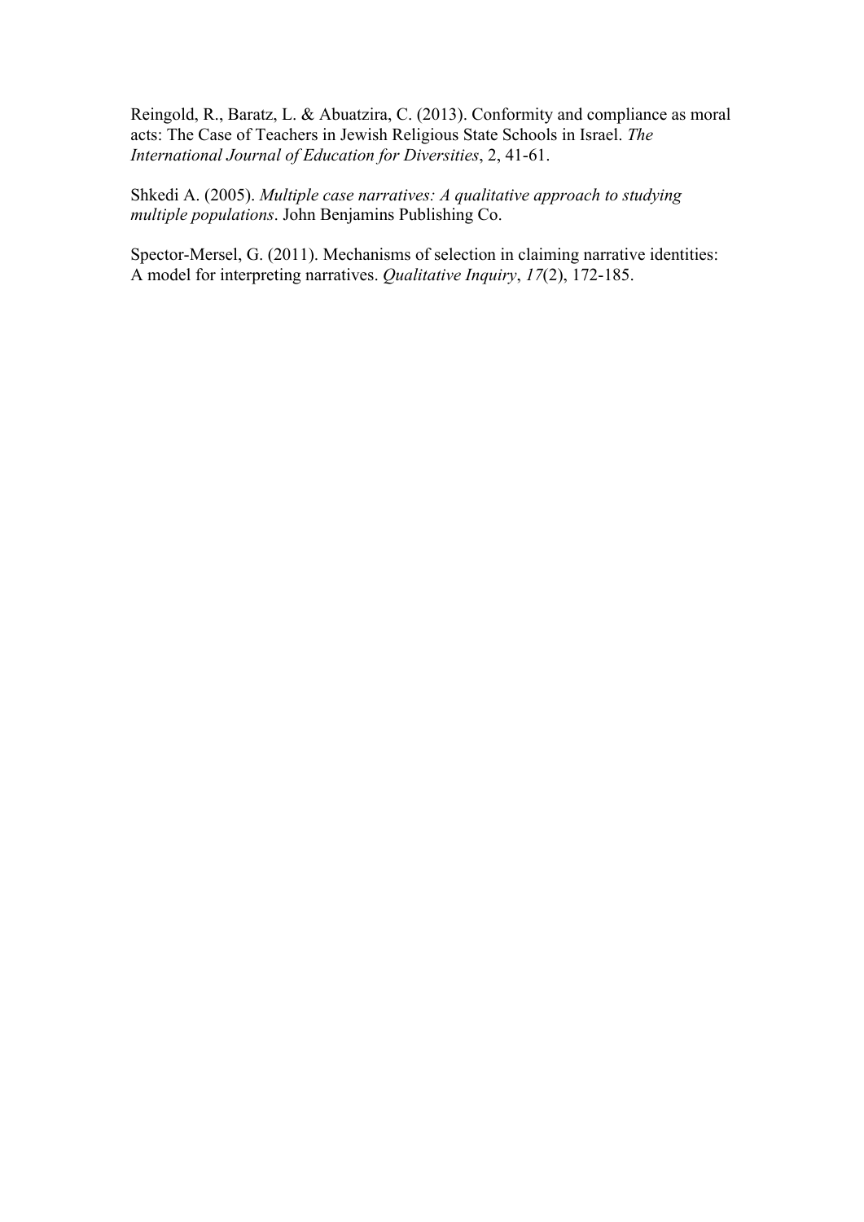Reingold, R., Baratz, L. & Abuatzira, C. (2013). Conformity and compliance as moral acts: The Case of Teachers in Jewish Religious State Schools in Israel. *The International Journal of Education for Diversities*, 2, 41-61.

Shkedi A. (2005). *Multiple case narratives: A qualitative approach to studying multiple populations*. John Benjamins Publishing Co.

Spector-Mersel, G. (2011). Mechanisms of selection in claiming narrative identities: A model for interpreting narratives. *Qualitative Inquiry*, *17*(2), 172-185.